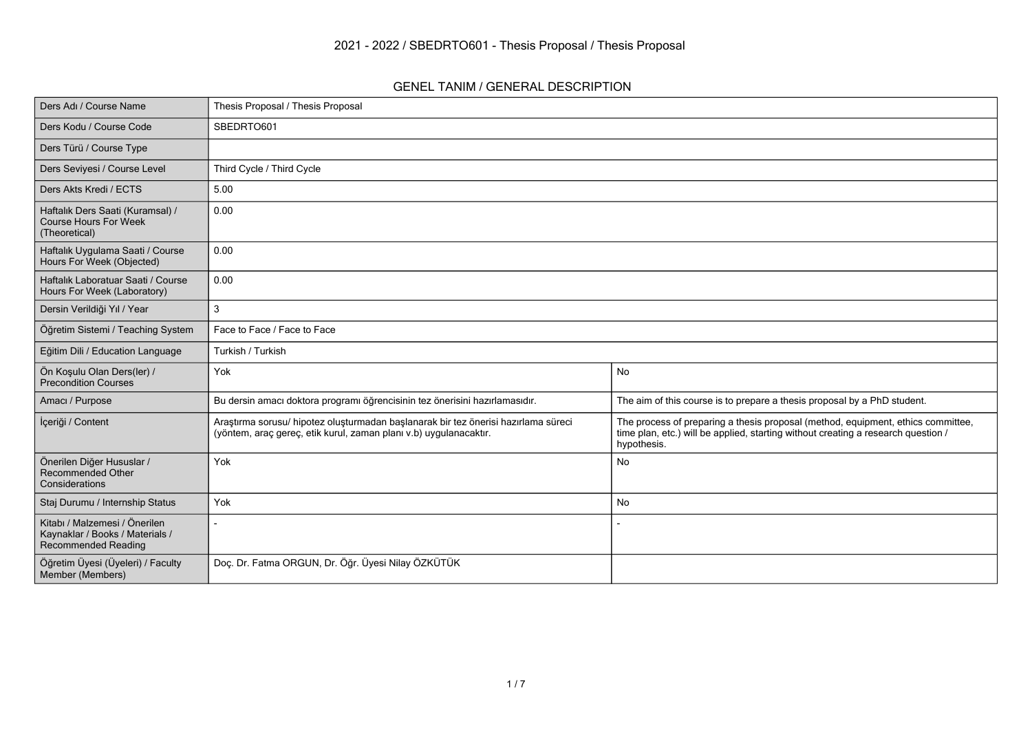# 2021 - 2022 / SBEDRTO601 - Thesis Proposal / Thesis Proposal

## GENEL TANIM / GENERAL DESCRIPTION

| | | |
|---|---|---|
| Ders Adı / Course Name | Thesis Proposal / Thesis Proposal | |
| Ders Kodu / Course Code | SBEDRTO601 | |
| Ders Türü / Course Type | | |
| Ders Seviyesi / Course Level | Third Cycle / Third Cycle | |
| Ders Akts Kredi / ECTS | 5.00 | |
| Haftalık Ders Saati (Kuramsal) / Course Hours For Week (Theoretical) | 0.00 | |
| Haftalık Uygulama Saati / Course Hours For Week (Objected) | 0.00 | |
| Haftalık Laboratuar Saati / Course Hours For Week (Laboratory) | 0.00 | |
| Dersin Verildiği Yıl / Year | 3 | |
| Öğretim Sistemi / Teaching System | Face to Face / Face to Face | |
| Eğitim Dili / Education Language | Turkish / Turkish | |
| Ön Koşulu Olan Ders(ler) / Precondition Courses | Yok | No |
| Amacı / Purpose | Bu dersin amacı doktora programı öğrencisinin tez önerisini hazırlamasıdır. | The aim of this course is to prepare a thesis proposal by a PhD student. |
| İçeriği / Content | Araştırma sorusu/ hipotez oluşturmadan başlanarak bir tez önerisi hazırlama süreci (yöntem, araç gereç, etik kurul, zaman planı v.b) uygulanacaktır. | The process of preparing a thesis proposal (method, equipment, ethics committee, time plan, etc.) will be applied, starting without creating a research question / hypothesis. |
| Önerilen Diğer Hususlar / Recommended Other Considerations | Yok | No |
| Staj Durumu / Internship Status | Yok | No |
| Kitabı / Malzemesi / Önerilen Kaynaklar / Books / Materials / Recommended Reading | - | - |
| Öğretim Üyesi (Üyeleri) / Faculty Member (Members) | Doç. Dr. Fatma ORGUN, Dr. Öğr. Üyesi Nilay ÖZKÜTÜK | |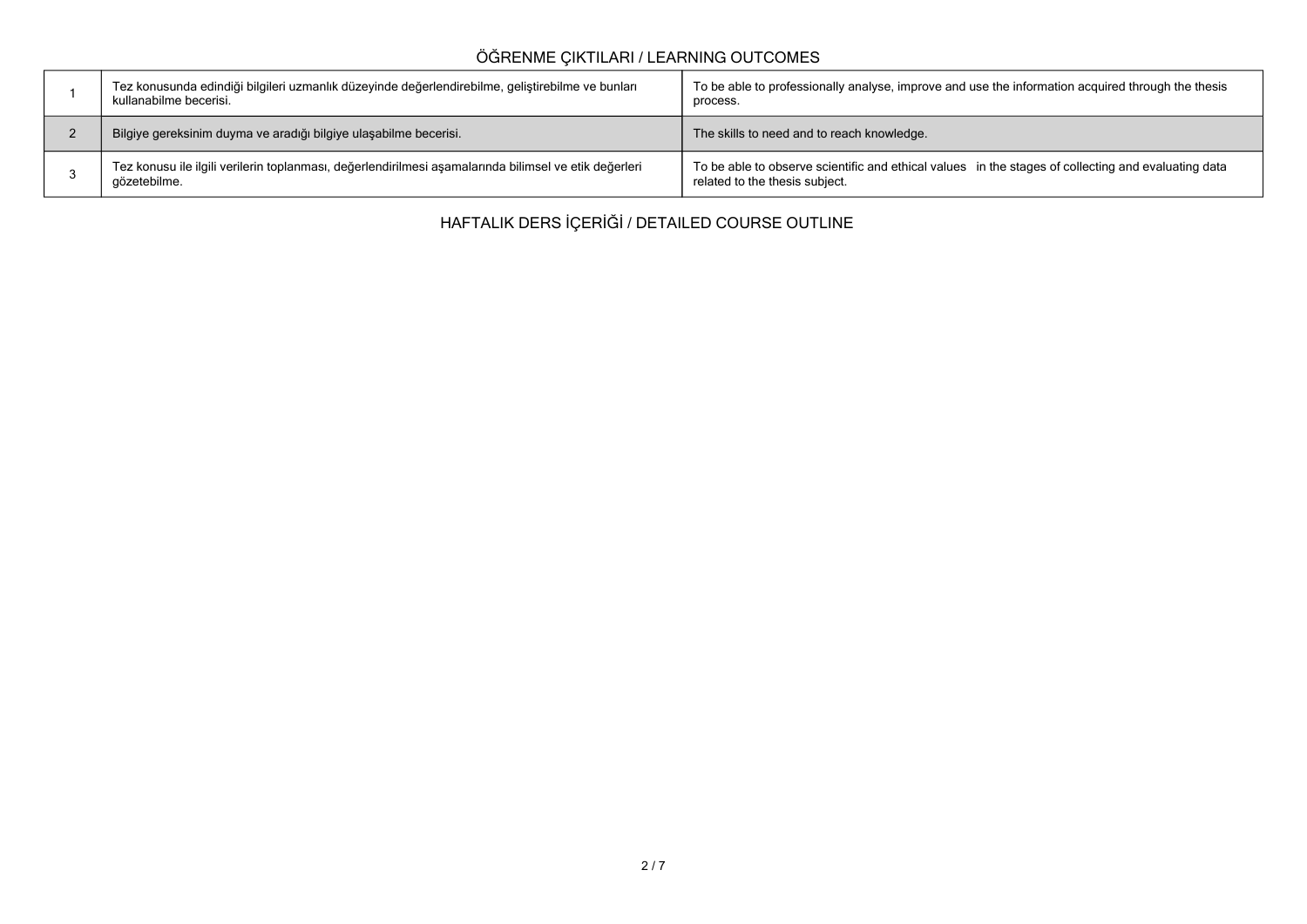## ÖĞRENME ÇIKTILARI / LEARNING OUTCOMES

| | | |
|---|---|---|
| 1 | Tez konusunda edindiği bilgileri uzmanlık düzeyinde değerlendirebilme, geliştirebilme ve bunları kullanabilme becerisi. | To be able to professionally analyse, improve and use the information acquired through the thesis process. |
| 2 | Bilgiye gereksinim duyma ve aradığı bilgiye ulaşabilme becerisi. | The skills to need and to reach knowledge. |
| 3 | Tez konusu ile ilgili verilerin toplanması, değerlendirilmesi aşamalarında bilimsel ve etik değerleri gözetebilme. | To be able to observe scientific and ethical values in the stages of collecting and evaluating data related to the thesis subject. |

## HAFTALIK DERS İÇERİĞİ / DETAILED COURSE OUTLINE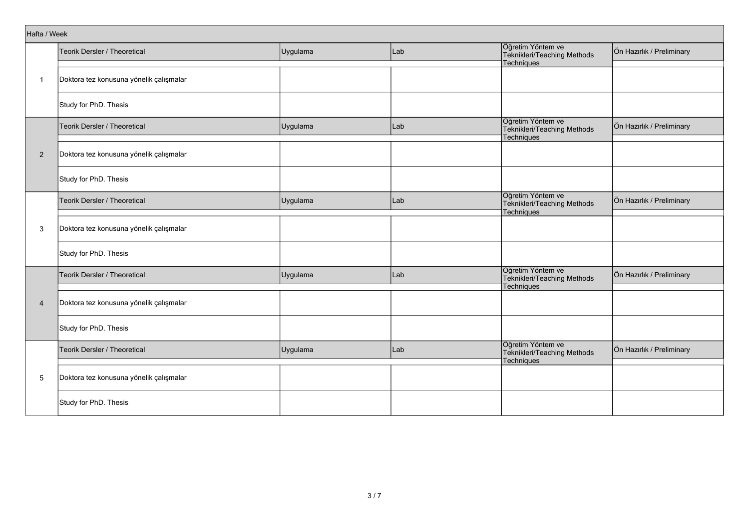| Hafta / Week | | | | | |
|---|---|---|---|---|---|
| | Teorik Dersler / Theoretical | Uygulama | Lab | Öğretim Yöntem ve Teknikleri/Teaching Methods Techniques | Ön Hazırlık / Preliminary |
| 1 | Doktora tez konusuna yönelik çalışmalar | | | | |
| | Study for PhD. Thesis | | | | |
| | Teorik Dersler / Theoretical | Uygulama | Lab | Öğretim Yöntem ve Teknikleri/Teaching Methods Techniques | Ön Hazırlık / Preliminary |
| 2 | Doktora tez konusuna yönelik çalışmalar | | | | |
| | Study for PhD. Thesis | | | | |
| | Teorik Dersler / Theoretical | Uygulama | Lab | Öğretim Yöntem ve Teknikleri/Teaching Methods Techniques | Ön Hazırlık / Preliminary |
| 3 | Doktora tez konusuna yönelik çalışmalar | | | | |
| | Study for PhD. Thesis | | | | |
| | Teorik Dersler / Theoretical | Uygulama | Lab | Öğretim Yöntem ve Teknikleri/Teaching Methods Techniques | Ön Hazırlık / Preliminary |
| 4 | Doktora tez konusuna yönelik çalışmalar | | | | |
| | Study for PhD. Thesis | | | | |
| | Teorik Dersler / Theoretical | Uygulama | Lab | Öğretim Yöntem ve Teknikleri/Teaching Methods Techniques | Ön Hazırlık / Preliminary |
| 5 | Doktora tez konusuna yönelik çalışmalar | | | | |
| | Study for PhD. Thesis | | | | |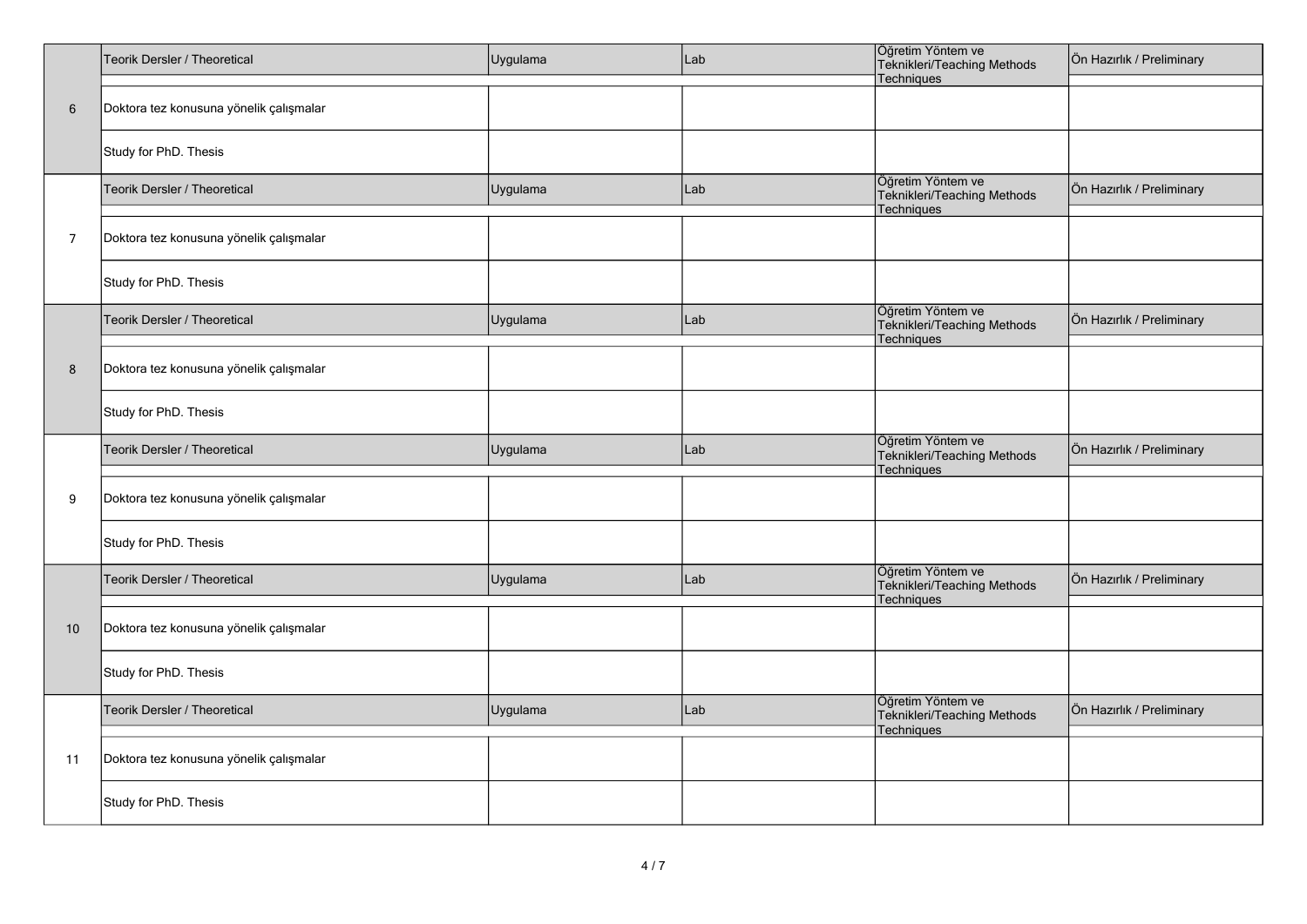| | Teorik Dersler / Theoretical | Uygulama | Lab | Öğretim Yöntem ve Teknikleri/Teaching Methods Techniques | Ön Hazırlık / Preliminary |
|---|---|---|---|---|---|
| 6 | Doktora tez konusuna yönelik çalışmalar | | | | |
| | Study for PhD. Thesis | | | | |
| | Teorik Dersler / Theoretical | Uygulama | Lab | Öğretim Yöntem ve Teknikleri/Teaching Methods Techniques | Ön Hazırlık / Preliminary |
| 7 | Doktora tez konusuna yönelik çalışmalar | | | | |
| | Study for PhD. Thesis | | | | |
| | Teorik Dersler / Theoretical | Uygulama | Lab | Öğretim Yöntem ve Teknikleri/Teaching Methods Techniques | Ön Hazırlık / Preliminary |
| 8 | Doktora tez konusuna yönelik çalışmalar | | | | |
| | Study for PhD. Thesis | | | | |
| | Teorik Dersler / Theoretical | Uygulama | Lab | Öğretim Yöntem ve Teknikleri/Teaching Methods Techniques | Ön Hazırlık / Preliminary |
| 9 | Doktora tez konusuna yönelik çalışmalar | | | | |
| | Study for PhD. Thesis | | | | |
| | Teorik Dersler / Theoretical | Uygulama | Lab | Öğretim Yöntem ve Teknikleri/Teaching Methods Techniques | Ön Hazırlık / Preliminary |
| 10 | Doktora tez konusuna yönelik çalışmalar | | | | |
| | Study for PhD. Thesis | | | | |
| | Teorik Dersler / Theoretical | Uygulama | Lab | Öğretim Yöntem ve Teknikleri/Teaching Methods Techniques | Ön Hazırlık / Preliminary |
| 11 | Doktora tez konusuna yönelik çalışmalar | | | | |
| | Study for PhD. Thesis | | | | |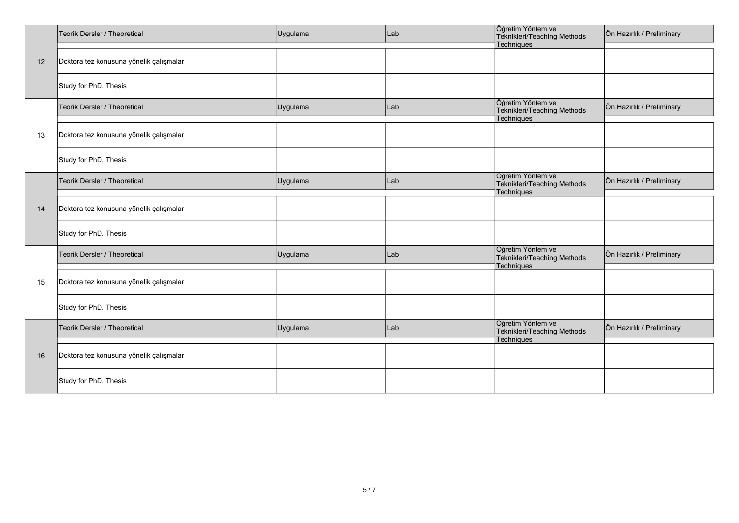| | Teorik Dersler / Theoretical | Uygulama | Lab | Öğretim Yöntem ve Teknikleri/Teaching Methods Techniques | Ön Hazırlık / Preliminary |
|---|---|---|---|---|---|
| 12 | Doktora tez konusuna yönelik çalışmalar | | | | |
| | Study for PhD. Thesis | | | | |

| | Teorik Dersler / Theoretical | Uygulama | Lab | Öğretim Yöntem ve Teknikleri/Teaching Methods Techniques | Ön Hazırlık / Preliminary |
|---|---|---|---|---|---|
| 13 | Doktora tez konusuna yönelik çalışmalar | | | | |
| | Study for PhD. Thesis | | | | |

| | Teorik Dersler / Theoretical | Uygulama | Lab | Öğretim Yöntem ve Teknikleri/Teaching Methods Techniques | Ön Hazırlık / Preliminary |
|---|---|---|---|---|---|
| 14 | Doktora tez konusuna yönelik çalışmalar | | | | |
| | Study for PhD. Thesis | | | | |

| | Teorik Dersler / Theoretical | Uygulama | Lab | Öğretim Yöntem ve Teknikleri/Teaching Methods Techniques | Ön Hazırlık / Preliminary |
|---|---|---|---|---|---|
| 15 | Doktora tez konusuna yönelik çalışmalar | | | | |
| | Study for PhD. Thesis | | | | |

| | Teorik Dersler / Theoretical | Uygulama | Lab | Öğretim Yöntem ve Teknikleri/Teaching Methods Techniques | Ön Hazırlık / Preliminary |
|---|---|---|---|---|---|
| 16 | Doktora tez konusuna yönelik çalışmalar | | | | |
| | Study for PhD. Thesis | | | | |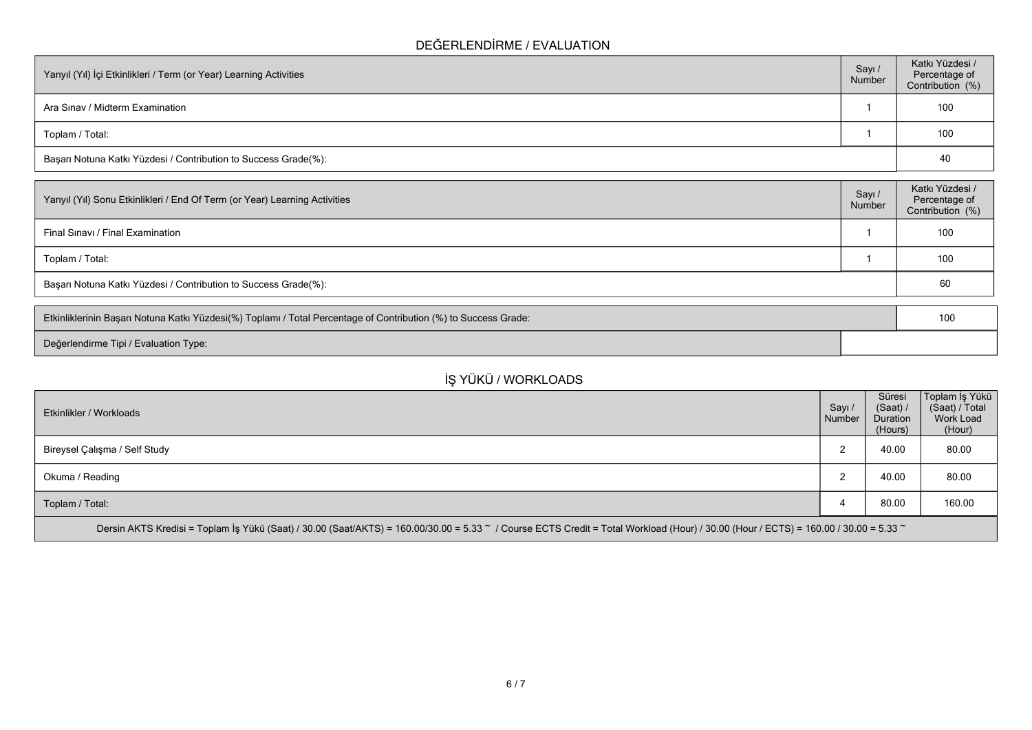## DEĞERLENDİRME / EVALUATION

| Yarıyıl (Yıl) İçi Etkinlikleri / Term (or Year) Learning Activities | Sayı / Number | Katkı Yüzdesi / Percentage of Contribution (%) |
|---|---|---|
| Ara Sınav / Midterm Examination | 1 | 100 |
| Toplam / Total: | 1 | 100 |
| Başarı Notuna Katkı Yüzdesi / Contribution to Success Grade(%): | | 40 |

| Yarıyıl (Yıl) Sonu Etkinlikleri / End Of Term (or Year) Learning Activities | Sayı / Number | Katkı Yüzdesi / Percentage of Contribution (%) |
|---|---|---|
| Final Sınavı / Final Examination | 1 | 100 |
| Toplam / Total: | 1 | 100 |
| Başarı Notuna Katkı Yüzdesi / Contribution to Success Grade(%): | | 60 |

| | |
|---|---|
| Etkinliklerinin Başarı Notuna Katkı Yüzdesi(%) Toplamı / Total Percentage of Contribution (%) to Success Grade: | 100 |
| Değerlendirme Tipi / Evaluation Type: | |

## İŞ YÜKÜ / WORKLOADS

| Etkinlikler / Workloads | Sayı / Number | Süresi (Saat) / Duration (Hours) | Toplam İş Yükü (Saat) / Total Work Load (Hour) |
|---|---|---|---|
| Bireysel Çalışma / Self Study | 2 | 40.00 | 80.00 |
| Okuma / Reading | 2 | 40.00 | 80.00 |
| Toplam / Total: | 4 | 80.00 | 160.00 |

Dersin AKTS Kredisi = Toplam İş Yükü (Saat) / 30.00 (Saat/AKTS) = 160.00/30.00 = 5.33 ~ / Course ECTS Credit = Total Workload (Hour) / 30.00 (Hour / ECTS) = 160.00 / 30.00 = 5.33 ~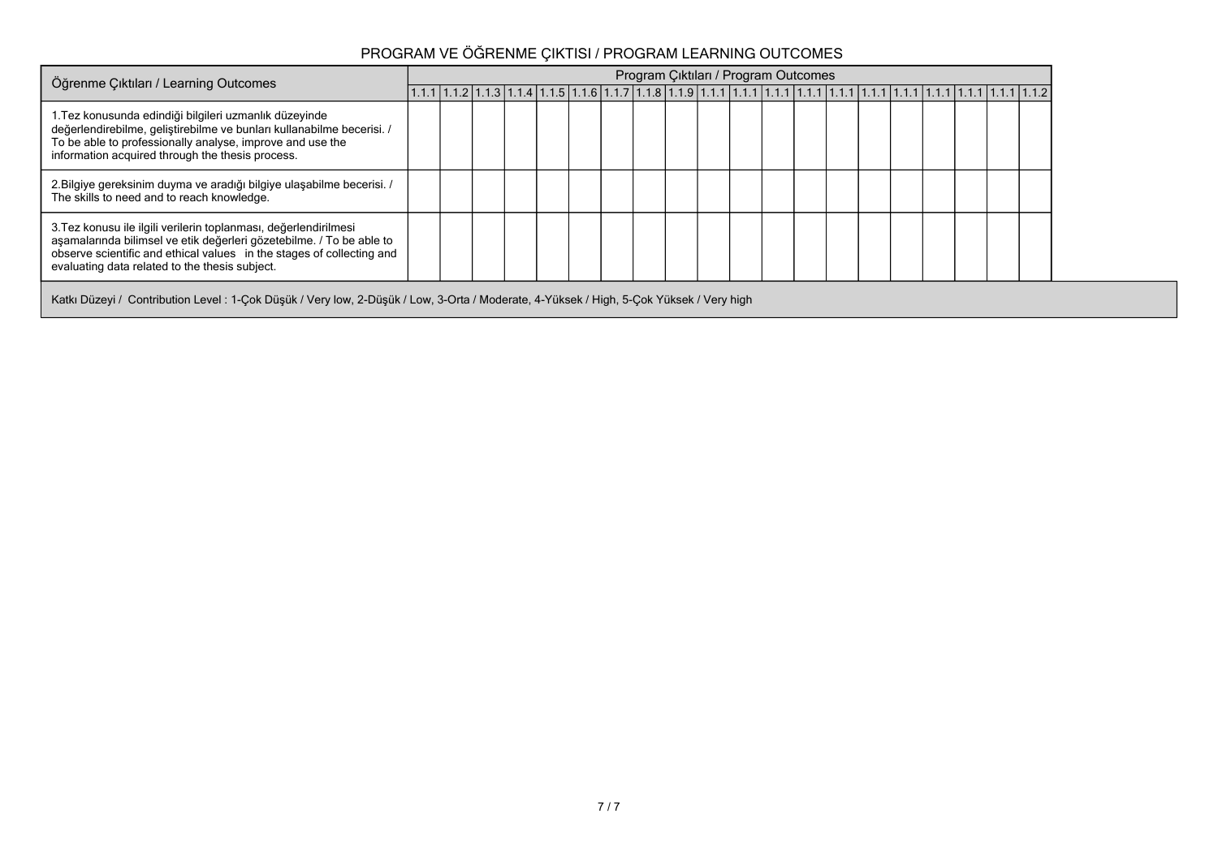## PROGRAM VE ÖĞRENME ÇIKTISI / PROGRAM LEARNING OUTCOMES

| Öğrenme Çıktıları / Learning Outcomes | Program Çıktıları / Program Outcomes | | | | | | | | | | | | | | | | | | | |
|---|---|---|---|---|---|---|---|---|---|---|---|---|---|---|---|---|---|---|---|---|
| | 1.1.1 | 1.1.2 | 1.1.3 | 1.1.4 | 1.1.5 | 1.1.6 | 1.1.7 | 1.1.8 | 1.1.9 | 1.1.1 | 1.1.1 | 1.1.1 | 1.1.1 | 1.1.1 | 1.1.1 | 1.1.1 | 1.1.1 | 1.1.1 | 1.1.1 | 1.1.2 |
| 1.Tez konusunda edindiği bilgileri uzmanlık düzeyinde değerlendirebilme, geliştirebilme ve bunları kullanabilme becerisi. / To be able to professionally analyse, improve and use the information acquired through the thesis process. | | | | | | | | | | | | | | | | | | | | |
| 2.Bilgiye gereksinim duyma ve aradığı bilgiye ulaşabilme becerisi. / The skills to need and to reach knowledge. | | | | | | | | | | | | | | | | | | | | |
| 3.Tez konusu ile ilgili verilerin toplanması, değerlendirilmesi aşamalarında bilimsel ve etik değerleri gözetebilme. / To be able to observe scientific and ethical values in the stages of collecting and evaluating data related to the thesis subject. | | | | | | | | | | | | | | | | | | | | |

Katkı Düzeyi / Contribution Level : 1-Çok Düşük / Very low, 2-Düşük / Low, 3-Orta / Moderate, 4-Yüksek / High, 5-Çok Yüksek / Very high